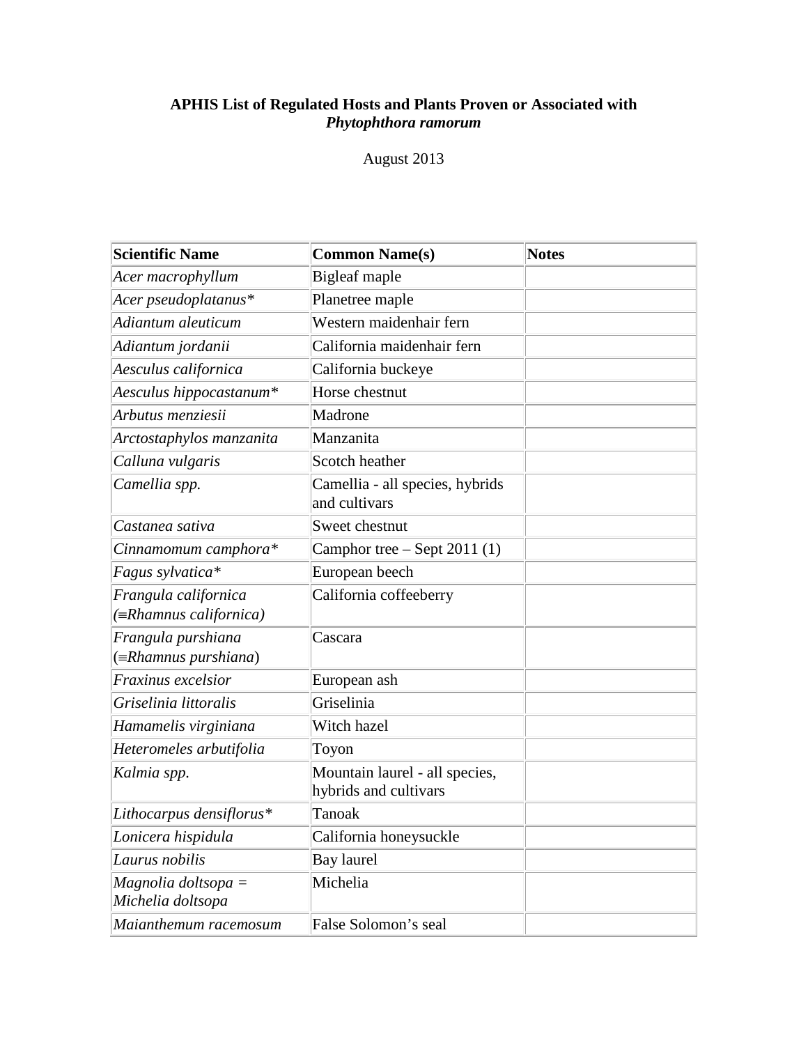# APHIS List of Regulated Hosts and Plants Proven or Associated with *Phytophthora ramorum*

August 2013

| Scientific Name | Common Name(s) | Notes |
|---|---|---|
| *Acer macrophyllum* | Bigleaf maple | |
| *Acer pseudoplatanus** | Planetree maple | |
| *Adiantum aleuticum* | Western maidenhair fern | |
| *Adiantum jordanii* | California maidenhair fern | |
| *Aesculus californica* | California buckeye | |
| *Aesculus hippocastanum** | Horse chestnut | |
| *Arbutus menziesii* | Madrone | |
| *Arctostaphylos manzanita* | Manzanita | |
| *Calluna vulgaris* | Scotch heather | |
| *Camellia spp.* | Camellia - all species, hybrids and cultivars | |
| *Castanea sativa* | Sweet chestnut | |
| *Cinnamomum camphora** | Camphor tree – Sept 2011 (1) | |
| *Fagus sylvatica** | European beech | |
| *Frangula californica (≡Rhamnus californica)* | California coffeeberry | |
| *Frangula purshiana* (≡*Rhamnus purshiana*) | Cascara | |
| *Fraxinus excelsior* | European ash | |
| *Griselinia littoralis* | Griselinia | |
| *Hamamelis virginiana* | Witch hazel | |
| *Heteromeles arbutifolia* | Toyon | |
| *Kalmia spp.* | Mountain laurel - all species, hybrids and cultivars | |
| *Lithocarpus densiflorus** | Tanoak | |
| *Lonicera hispidula* | California honeysuckle | |
| *Laurus nobilis* | Bay laurel | |
| *Magnolia doltsopa = Michelia doltsopa* | Michelia | |
| *Maianthemum racemosum* | False Solomon's seal | |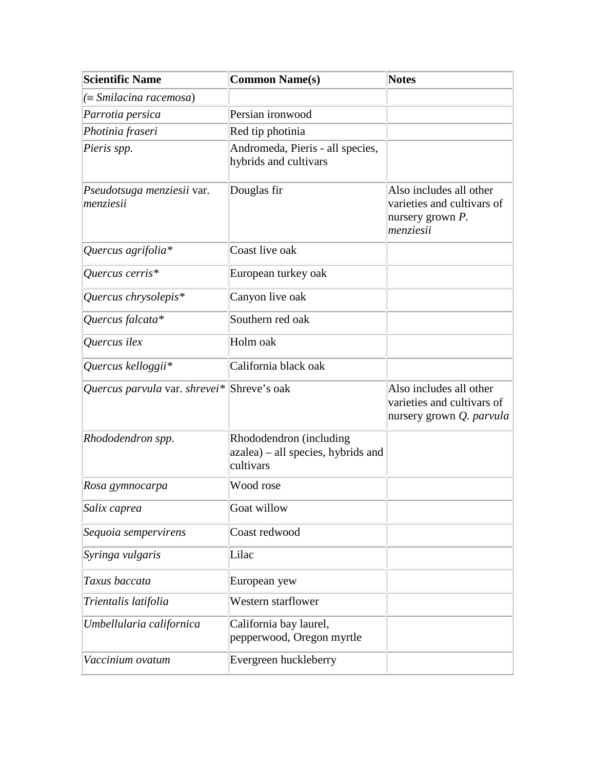| Scientific Name | Common Name(s) | Notes |
| --- | --- | --- |
| (≡ *Smilacina racemosa*) | | |
| *Parrotia persica* | Persian ironwood | |
| *Photinia fraseri* | Red tip photinia | |
| *Pieris spp.* | Andromeda, Pieris - all species, hybrids and cultivars | |
| *Pseudotsuga menziesii* var. *menziesii* | Douglas fir | Also includes all other varieties and cultivars of nursery grown *P. menziesii* |
| *Quercus agrifolia** | Coast live oak | |
| *Quercus cerris** | European turkey oak | |
| *Quercus chrysolepis** | Canyon live oak | |
| *Quercus falcata** | Southern red oak | |
| *Quercus ilex* | Holm oak | |
| *Quercus kelloggii** | California black oak | |
| *Quercus parvula* var. *shrevei** | Shreve's oak | Also includes all other varieties and cultivars of nursery grown *Q. parvula* |
| *Rhododendron spp.* | Rhododendron (including azalea) – all species, hybrids and cultivars | |
| *Rosa gymnocarpa* | Wood rose | |
| *Salix caprea* | Goat willow | |
| *Sequoia sempervirens* | Coast redwood | |
| *Syringa vulgaris* | Lilac | |
| *Taxus baccata* | European yew | |
| *Trientalis latifolia* | Western starflower | |
| *Umbellularia californica* | California bay laurel, pepperwood, Oregon myrtle | |
| *Vaccinium ovatum* | Evergreen huckleberry | |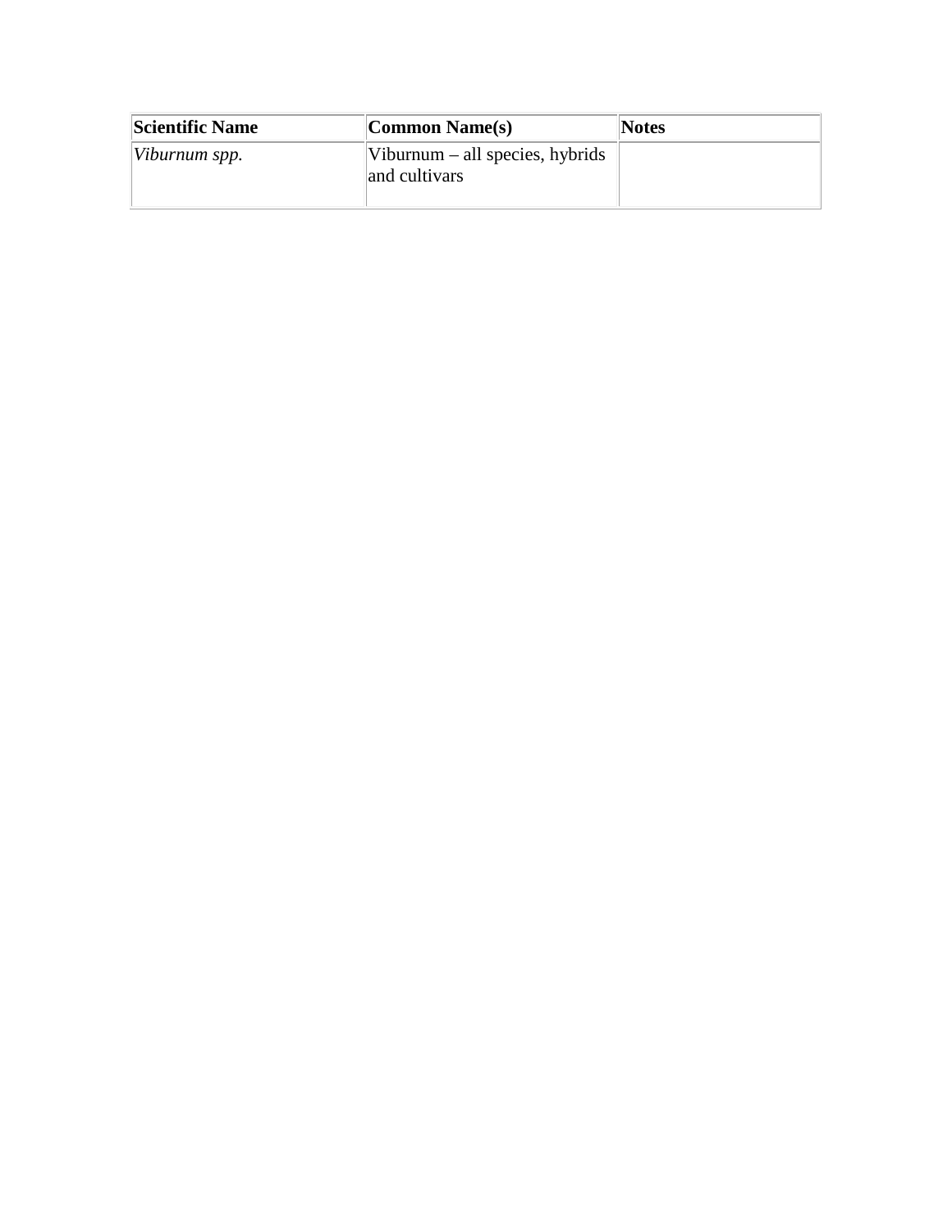| **Scientific Name** | **Common Name(s)** | **Notes** |
| --- | --- | --- |
| *Viburnum spp.* | Viburnum – all species, hybrids and cultivars | |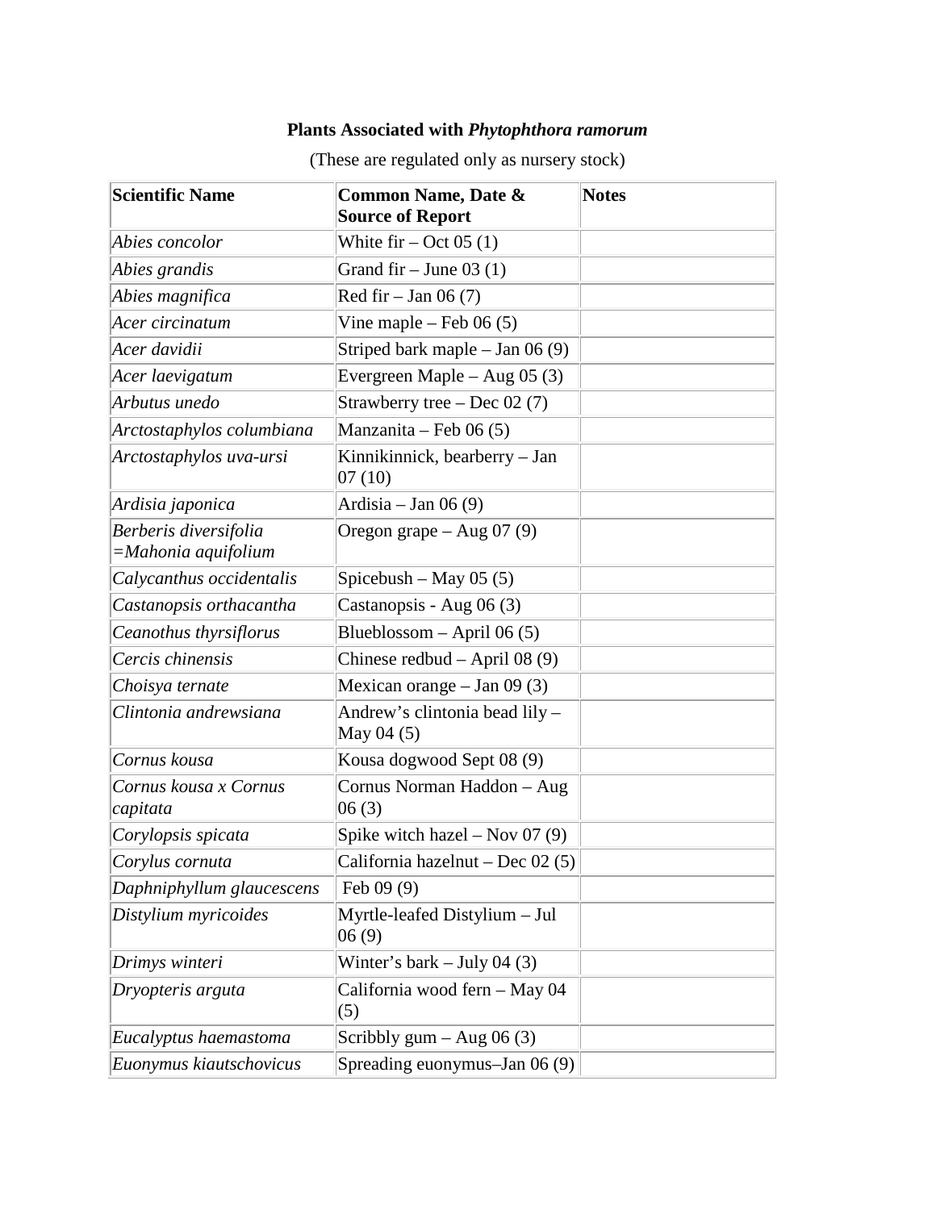**Plants Associated with *Phytophthora ramorum***

(These are regulated only as nursery stock)

| Scientific Name | Common Name, Date & Source of Report | Notes |
|---|---|---|
| *Abies concolor* | White fir – Oct 05 (1) | |
| *Abies grandis* | Grand fir – June 03 (1) | |
| *Abies magnifica* | Red fir – Jan 06 (7) | |
| *Acer circinatum* | Vine maple – Feb 06 (5) | |
| *Acer davidii* | Striped bark maple – Jan 06 (9) | |
| *Acer laevigatum* | Evergreen Maple – Aug 05 (3) | |
| *Arbutus unedo* | Strawberry tree – Dec 02 (7) | |
| *Arctostaphylos columbiana* | Manzanita – Feb 06 (5) | |
| *Arctostaphylos uva-ursi* | Kinnikinnick, bearberry – Jan 07 (10) | |
| *Ardisia japonica* | Ardisia – Jan 06 (9) | |
| *Berberis diversifolia =Mahonia aquifolium* | Oregon grape – Aug 07 (9) | |
| *Calycanthus occidentalis* | Spicebush – May 05 (5) | |
| *Castanopsis orthacantha* | Castanopsis - Aug 06 (3) | |
| *Ceanothus thyrsiflorus* | Blueblossom – April 06 (5) | |
| *Cercis chinensis* | Chinese redbud – April 08 (9) | |
| *Choisya ternate* | Mexican orange – Jan 09 (3) | |
| *Clintonia andrewsiana* | Andrew's clintonia bead lily – May 04 (5) | |
| *Cornus kousa* | Kousa dogwood Sept 08 (9) | |
| *Cornus kousa x Cornus capitata* | Cornus Norman Haddon – Aug 06 (3) | |
| *Corylopsis spicata* | Spike witch hazel – Nov 07 (9) | |
| *Corylus cornuta* | California hazelnut – Dec 02 (5) | |
| *Daphniphyllum glaucescens* | Feb 09 (9) | |
| *Distylium myricoides* | Myrtle-leafed Distylium – Jul 06 (9) | |
| *Drimys winteri* | Winter's bark – July 04 (3) | |
| *Dryopteris arguta* | California wood fern – May 04 (5) | |
| *Eucalyptus haemastoma* | Scribbly gum – Aug 06 (3) | |
| *Euonymus kiautschovicus* | Spreading euonymus–Jan 06 (9) | |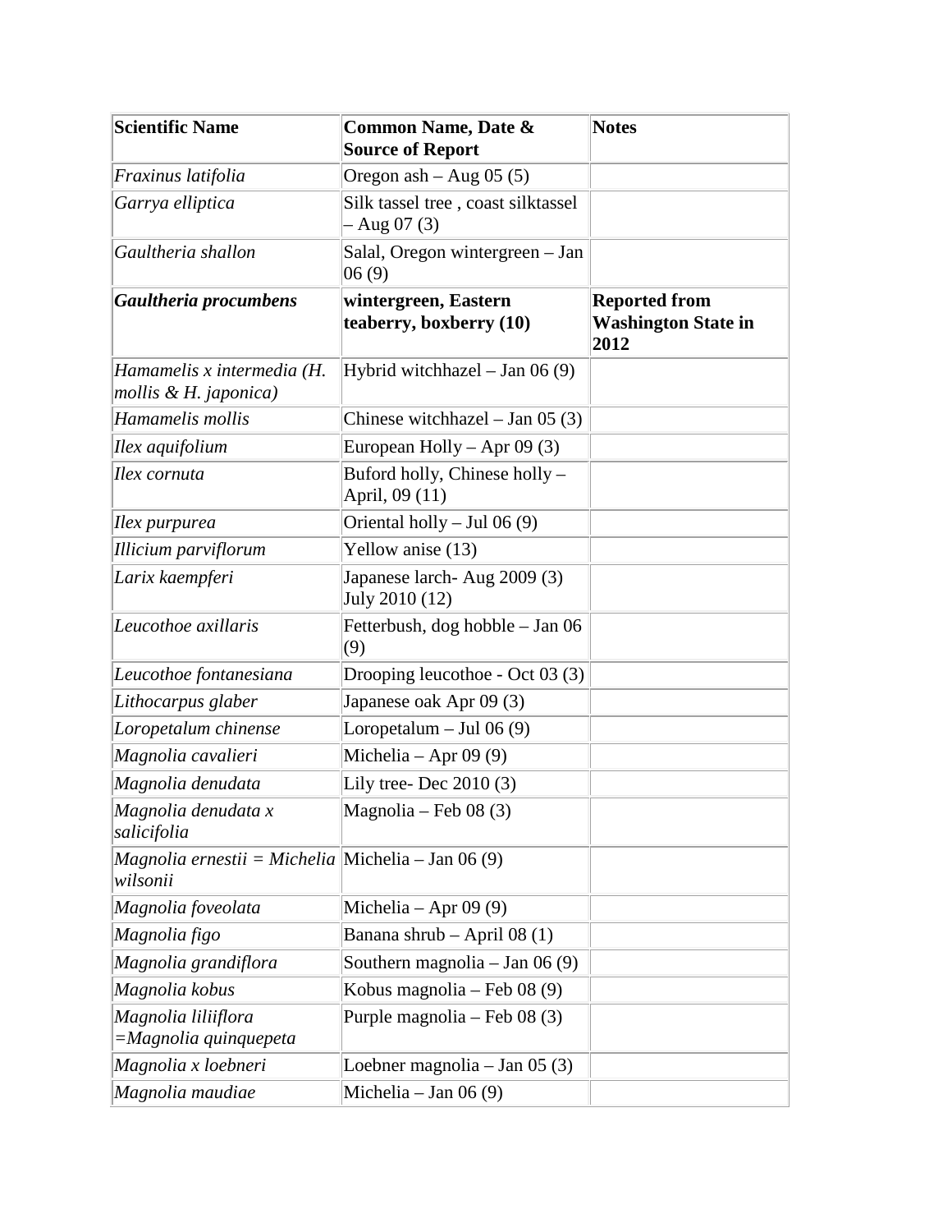| **Scientific Name** | **Common Name, Date & Source of Report** | **Notes** |
| --- | --- | --- |
| *Fraxinus latifolia* | Oregon ash – Aug 05 (5) | |
| *Garrya elliptica* | Silk tassel tree , coast silktassel – Aug 07 (3) | |
| *Gaultheria shallon* | Salal, Oregon wintergreen – Jan 06 (9) | |
| ***Gaultheria procumbens*** | **wintergreen, Eastern teaberry, boxberry (10)** | **Reported from Washington State in 2012** |
| *Hamamelis x intermedia (H. mollis & H. japonica)* | Hybrid witchhazel – Jan 06 (9) | |
| *Hamamelis mollis* | Chinese witchhazel – Jan 05 (3) | |
| *Ilex aquifolium* | European Holly – Apr 09 (3) | |
| *Ilex cornuta* | Buford holly, Chinese holly – April, 09 (11) | |
| *Ilex purpurea* | Oriental holly – Jul 06 (9) | |
| *Illicium parviflorum* | Yellow anise (13) | |
| *Larix kaempferi* | Japanese larch- Aug 2009 (3) July 2010 (12) | |
| *Leucothoe axillaris* | Fetterbush, dog hobble – Jan 06 (9) | |
| *Leucothoe fontanesiana* | Drooping leucothoe - Oct 03 (3) | |
| *Lithocarpus glaber* | Japanese oak Apr 09 (3) | |
| *Loropetalum chinense* | Loropetalum – Jul 06 (9) | |
| *Magnolia cavalieri* | Michelia – Apr 09 (9) | |
| *Magnolia denudata* | Lily tree- Dec 2010 (3) | |
| *Magnolia denudata x salicifolia* | Magnolia – Feb 08 (3) | |
| *Magnolia ernestii = Michelia wilsonii* | Michelia – Jan 06 (9) | |
| *Magnolia foveolata* | Michelia – Apr 09 (9) | |
| *Magnolia figo* | Banana shrub – April 08 (1) | |
| *Magnolia grandiflora* | Southern magnolia – Jan 06 (9) | |
| *Magnolia kobus* | Kobus magnolia – Feb 08 (9) | |
| *Magnolia liliiflora =Magnolia quinquepeta* | Purple magnolia – Feb 08 (3) | |
| *Magnolia x loebneri* | Loebner magnolia – Jan 05 (3) | |
| *Magnolia maudiae* | Michelia – Jan 06 (9) | |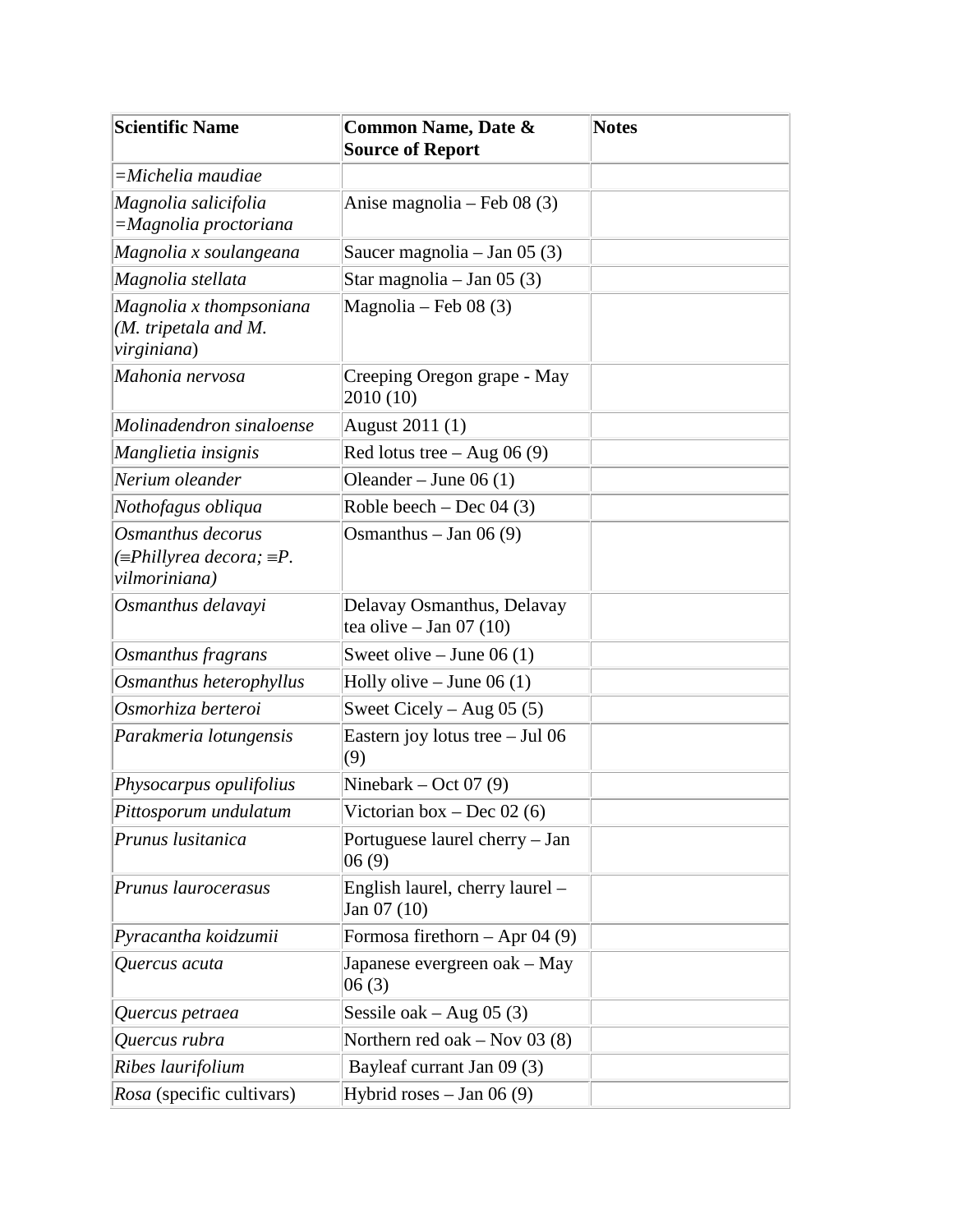| Scientific Name | Common Name, Date & Source of Report | Notes |
|---|---|---|
| *=Michelia maudiae* | | |
| *Magnolia salicifolia =Magnolia proctoriana* | Anise magnolia – Feb 08 (3) | |
| *Magnolia x soulangeana* | Saucer magnolia – Jan 05 (3) | |
| *Magnolia stellata* | Star magnolia – Jan 05 (3) | |
| *Magnolia x thompsoniana (M. tripetala and M. virginiana*) | Magnolia – Feb 08 (3) | |
| *Mahonia nervosa* | Creeping Oregon grape - May 2010 (10) | |
| *Molinadendron sinaloense* | August 2011 (1) | |
| *Manglietia insignis* | Red lotus tree – Aug 06 (9) | |
| *Nerium oleander* | Oleander – June 06 (1) | |
| *Nothofagus obliqua* | Roble beech – Dec 04 (3) | |
| *Osmanthus decorus (≡Phillyrea decora; ≡P. vilmoriniana)* | Osmanthus – Jan 06 (9) | |
| *Osmanthus delavayi* | Delavay Osmanthus, Delavay tea olive – Jan 07 (10) | |
| *Osmanthus fragrans* | Sweet olive – June 06 (1) | |
| *Osmanthus heterophyllus* | Holly olive – June 06 (1) | |
| *Osmorhiza berteroi* | Sweet Cicely – Aug 05 (5) | |
| *Parakmeria lotungensis* | Eastern joy lotus tree – Jul 06 (9) | |
| *Physocarpus opulifolius* | Ninebark – Oct 07 (9) | |
| *Pittosporum undulatum* | Victorian box – Dec 02 (6) | |
| *Prunus lusitanica* | Portuguese laurel cherry – Jan 06 (9) | |
| *Prunus laurocerasus* | English laurel, cherry laurel – Jan 07 (10) | |
| *Pyracantha koidzumii* | Formosa firethorn – Apr 04 (9) | |
| *Quercus acuta* | Japanese evergreen oak – May 06 (3) | |
| *Quercus petraea* | Sessile oak – Aug 05 (3) | |
| *Quercus rubra* | Northern red oak – Nov 03 (8) | |
| *Ribes laurifolium* | Bayleaf currant Jan 09 (3) | |
| *Rosa* (specific cultivars) | Hybrid roses – Jan 06 (9) | |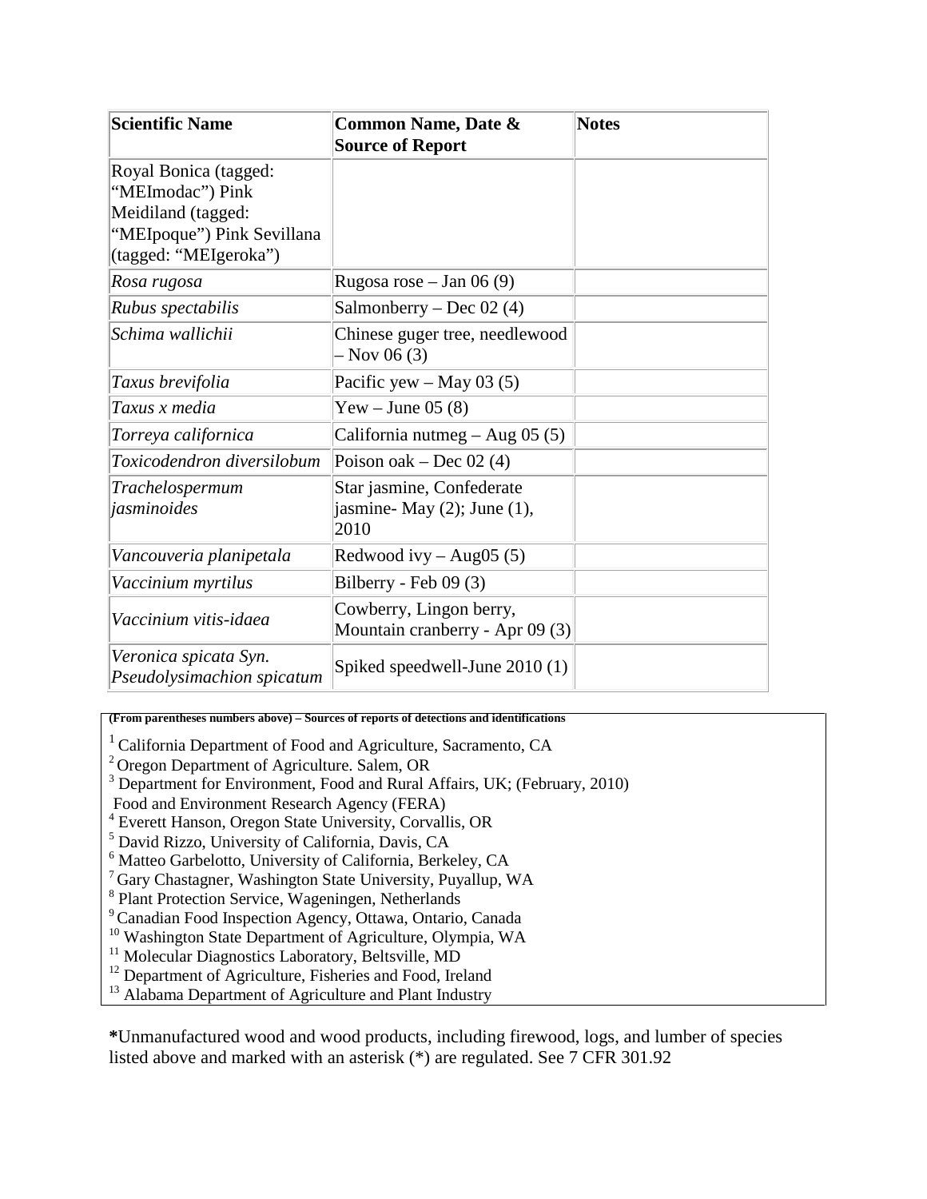| Scientific Name | Common Name, Date & Source of Report | Notes |
| --- | --- | --- |
| Royal Bonica (tagged: "MEImodac") Pink Meidiland (tagged: "MEIpoque") Pink Sevillana (tagged: "MEIgeroka") | | |
| *Rosa rugosa* | Rugosa rose – Jan 06 (9) | |
| *Rubus spectabilis* | Salmonberry – Dec 02 (4) | |
| *Schima wallichii* | Chinese guger tree, needlewood – Nov 06 (3) | |
| *Taxus brevifolia* | Pacific yew – May 03 (5) | |
| *Taxus x media* | Yew – June 05 (8) | |
| *Torreya californica* | California nutmeg – Aug 05 (5) | |
| *Toxicodendron diversilobum* | Poison oak – Dec 02 (4) | |
| *Trachelospermum jasminoides* | Star jasmine, Confederate jasmine- May (2); June (1), 2010 | |
| *Vancouveria planipetala* | Redwood ivy – Aug05 (5) | |
| *Vaccinium myrtilus* | Bilberry - Feb 09 (3) | |
| *Vaccinium vitis-idaea* | Cowberry, Lingon berry, Mountain cranberry - Apr 09 (3) | |
| *Veronica spicata Syn. Pseudolysimachion spicatum* | Spiked speedwell-June 2010 (1) | |

**(From parentheses numbers above) – Sources of reports of detections and identifications**

[1] California Department of Food and Agriculture, Sacramento, CA
[2] Oregon Department of Agriculture. Salem, OR
[3] Department for Environment, Food and Rural Affairs, UK; (February, 2010) Food and Environment Research Agency (FERA)
[4] Everett Hanson, Oregon State University, Corvallis, OR
[5] David Rizzo, University of California, Davis, CA
[6] Matteo Garbelotto, University of California, Berkeley, CA
[7] Gary Chastagner, Washington State University, Puyallup, WA
[8] Plant Protection Service, Wageningen, Netherlands
[9] Canadian Food Inspection Agency, Ottawa, Ontario, Canada
[10] Washington State Department of Agriculture, Olympia, WA
[11] Molecular Diagnostics Laboratory, Beltsville, MD
[12] Department of Agriculture, Fisheries and Food, Ireland
[13] Alabama Department of Agriculture and Plant Industry

**\***Unmanufactured wood and wood products, including firewood, logs, and lumber of species listed above and marked with an asterisk (*) are regulated. See 7 CFR 301.92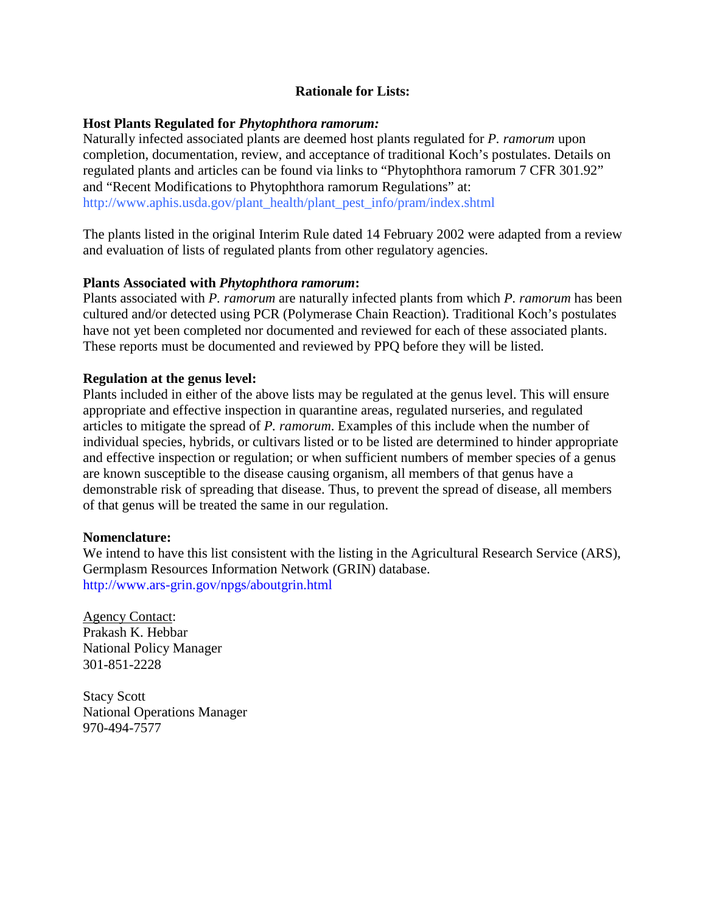## Rationale for Lists:

**Host Plants Regulated for *Phytophthora ramorum:***
Naturally infected associated plants are deemed host plants regulated for *P. ramorum* upon completion, documentation, review, and acceptance of traditional Koch's postulates. Details on regulated plants and articles can be found via links to "Phytophthora ramorum 7 CFR 301.92" and "Recent Modifications to Phytophthora ramorum Regulations" at:
http://www.aphis.usda.gov/plant_health/plant_pest_info/pram/index.shtml

The plants listed in the original Interim Rule dated 14 February 2002 were adapted from a review and evaluation of lists of regulated plants from other regulatory agencies.

**Plants Associated with *Phytophthora ramorum*:**
Plants associated with *P. ramorum* are naturally infected plants from which *P. ramorum* has been cultured and/or detected using PCR (Polymerase Chain Reaction). Traditional Koch's postulates have not yet been completed nor documented and reviewed for each of these associated plants. These reports must be documented and reviewed by PPQ before they will be listed.

**Regulation at the genus level:**
Plants included in either of the above lists may be regulated at the genus level. This will ensure appropriate and effective inspection in quarantine areas, regulated nurseries, and regulated articles to mitigate the spread of *P. ramorum*. Examples of this include when the number of individual species, hybrids, or cultivars listed or to be listed are determined to hinder appropriate and effective inspection or regulation; or when sufficient numbers of member species of a genus are known susceptible to the disease causing organism, all members of that genus have a demonstrable risk of spreading that disease. Thus, to prevent the spread of disease, all members of that genus will be treated the same in our regulation.

**Nomenclature:**
We intend to have this list consistent with the listing in the Agricultural Research Service (ARS), Germplasm Resources Information Network (GRIN) database.
http://www.ars-grin.gov/npgs/aboutgrin.html

<u>Agency Contact</u>:
Prakash K. Hebbar
National Policy Manager
301-851-2228

Stacy Scott
National Operations Manager
970-494-7577